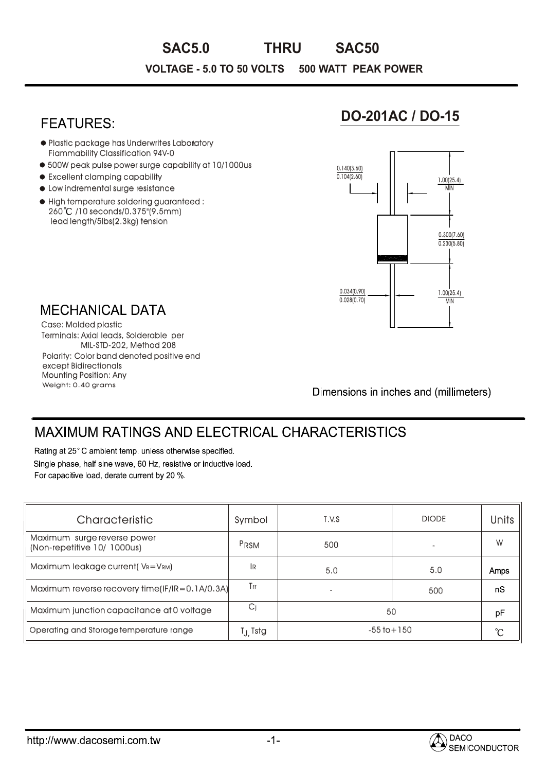# SAC5.0 THRU SAC50

**VOLTAGE - 5.0 TO 50 VOLTS 500 WATT PEAK POWER**

## FEATURES:

- Plastic package has Underwrites Laboratory Flammability Classification 94V-0
- 500W peak pulse power surge capability at 10/1000us
- Excellent clamping capability
- Low indremental surge resistance
- High temperature soldering guaranteed : 260℃ /10 seconds/0.375"(9.5mm) lead length/5lbs(2.3kg) tension

## DO-201AC / DO-15

0.140(3.60)
0.104(2.60)

1.00(25.4)
MIN

0.300(7.60)
0.230(5.80)

0.034(0.90)
0.028(0.70)

1.00(25.4)
MIN

Dimensions in inches and (millimeters)

## MECHANICAL DATA

Case: Molded plastic
Terminals: Axial leads, Solderable per MIL-STD-202, Method 208
Polarity: Color band denoted positive end except Bidirectionals
Mounting Position: Any
Weight: 0.40 grams

## MAXIMUM RATINGS AND ELECTRICAL CHARACTERISTICS

Rating at 25° C ambient temp. unless otherwise specified.
Single phase, half sine wave, 60 Hz, resistive or inductive load.
For capacitive load, derate current by 20 %.

| Characteristic | Symbol | T.V.S | DIODE | Units |
|---|---|---|---|---|
| Maximum surge reverse power (Non-repetitive 10/ 1000us) | $P_{RSM}$ | 500 | - | W |
| Maximum leakage current( $V_R=V_{RM}$) | $I_R$ | 5.0 | 5.0 | Amps |
| Maximum reverse recovery time(IF/IR=0.1A/0.3A) | $T_{rr}$ | - | 500 | nS |
| Maximum junction capacitance at 0 voltage | $C_j$ | 50 | | pF |
| Operating and Storage temperature range | $T_J$, Tstg | -55 to+150 | | ℃ |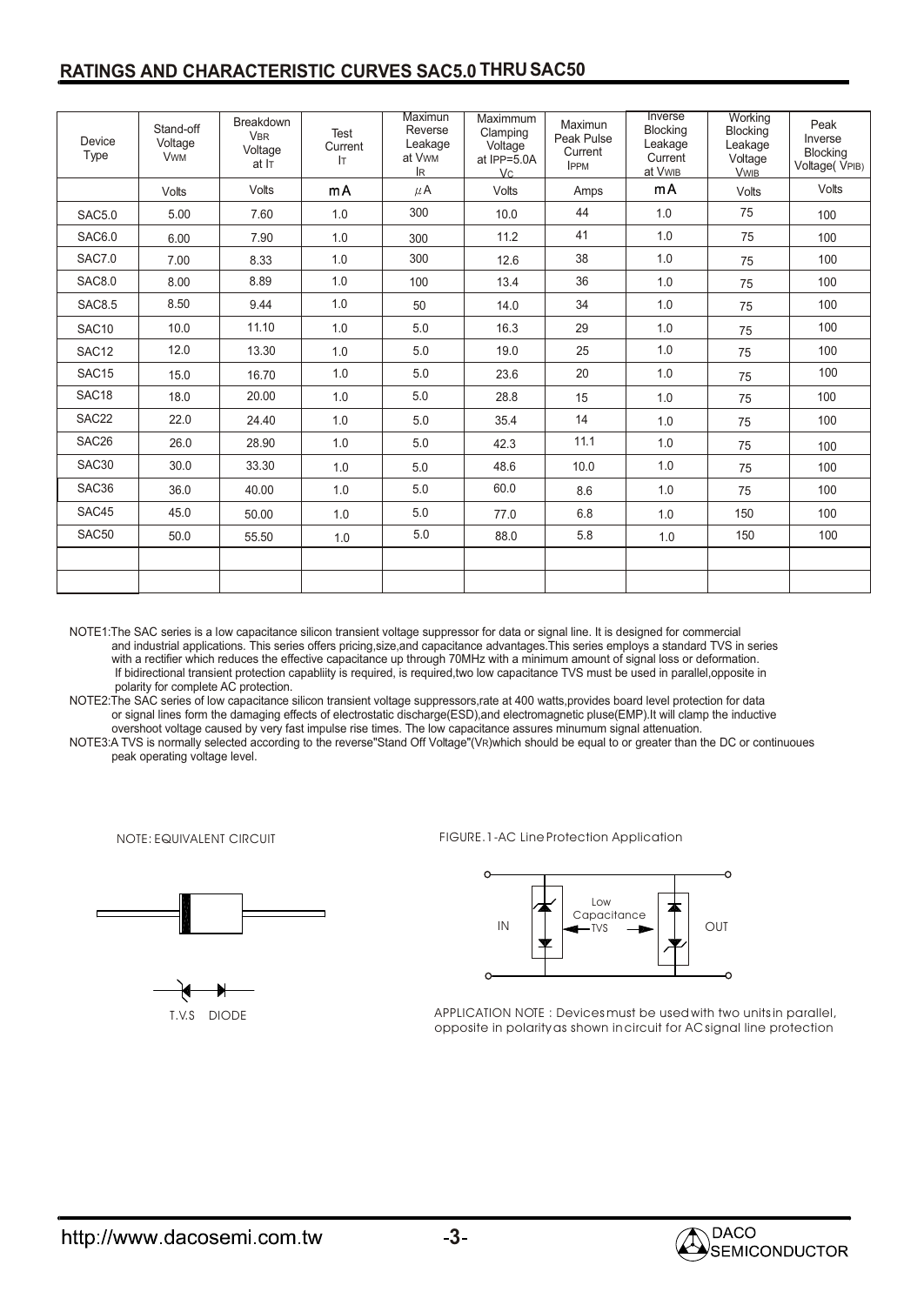## RATINGS AND CHARACTERISTIC CURVES SAC5.0 THRU SAC50

| Device Type | Stand-off Voltage $V_{WM}$ | Breakdown $V_{BR}$ Voltage at $I_T$ | Test Current $I_T$ | Maximun Reverse Leakage at $V_{WM}$ $I_R$ | Maximmum Clamping Voltage at IPP=5.0A $V_C$ | Maximun Peak Pulse Current $I_{PPM}$ | Inverse Blocking Leakage Current at $V_{WIB}$ | Working Blocking Leakage Voltage $V_{WIB}$ | Peak Inverse Blocking Voltage( $V_{PIB}$) |
|---|---|---|---|---|---|---|---|---|---|
| | Volts | Volts | mA | $\mu$A | Volts | Amps | mA | Volts | Volts |
| SAC5.0 | 5.00 | 7.60 | 1.0 | 300 | 10.0 | 44 | 1.0 | 75 | 100 |
| SAC6.0 | 6.00 | 7.90 | 1.0 | 300 | 11.2 | 41 | 1.0 | 75 | 100 |
| SAC7.0 | 7.00 | 8.33 | 1.0 | 300 | 12.6 | 38 | 1.0 | 75 | 100 |
| SAC8.0 | 8.00 | 8.89 | 1.0 | 100 | 13.4 | 36 | 1.0 | 75 | 100 |
| SAC8.5 | 8.50 | 9.44 | 1.0 | 50 | 14.0 | 34 | 1.0 | 75 | 100 |
| SAC10 | 10.0 | 11.10 | 1.0 | 5.0 | 16.3 | 29 | 1.0 | 75 | 100 |
| SAC12 | 12.0 | 13.30 | 1.0 | 5.0 | 19.0 | 25 | 1.0 | 75 | 100 |
| SAC15 | 15.0 | 16.70 | 1.0 | 5.0 | 23.6 | 20 | 1.0 | 75 | 100 |
| SAC18 | 18.0 | 20.00 | 1.0 | 5.0 | 28.8 | 15 | 1.0 | 75 | 100 |
| SAC22 | 22.0 | 24.40 | 1.0 | 5.0 | 35.4 | 14 | 1.0 | 75 | 100 |
| SAC26 | 26.0 | 28.90 | 1.0 | 5.0 | 42.3 | 11.1 | 1.0 | 75 | 100 |
| SAC30 | 30.0 | 33.30 | 1.0 | 5.0 | 48.6 | 10.0 | 1.0 | 75 | 100 |
| SAC36 | 36.0 | 40.00 | 1.0 | 5.0 | 60.0 | 8.6 | 1.0 | 75 | 100 |
| SAC45 | 45.0 | 50.00 | 1.0 | 5.0 | 77.0 | 6.8 | 1.0 | 150 | 100 |
| SAC50 | 50.0 | 55.50 | 1.0 | 5.0 | 88.0 | 5.8 | 1.0 | 150 | 100 |
| | | | | | | | | | |
| | | | | | | | | | |

NOTE1:The SAC series is a low capacitance silicon transient voltage suppressor for data or signal line. It is designed for commercial and industrial applications. This series offers pricing,size,and capacitance advantages.This series employs a standard TVS in series with a rectifier which reduces the effective capacitance up through 70MHz with a minimum amount of signal loss or deformation. If bidirectional transient protection capabliity is required, is required,two low capacitance TVS must be used in parallel,opposite in polarity for complete AC protection.

NOTE2:The SAC series of low capacitance silicon transient voltage suppressors,rate at 400 watts,provides board level protection for data or signal lines form the damaging effects of electrostatic discharge(ESD),and electromagnetic pluse(EMP).It will clamp the inductive overshoot voltage caused by very fast impulse rise times. The low capacitance assures minumum signal attenuation.

NOTE3:A TVS is normally selected according to the reverse"Stand Off Voltage"($V_R$)which should be equal to or greater than the DC or continuoues peak operating voltage level.

NOTE: EQUIVALENT CIRCUIT

T.V.S DIODE

FIGURE.1-AC Line Protection Application

IN — Low Capacitance TVS — OUT

APPLICATION NOTE : Devices must be used with two units in parallel, opposite in polarity as shown in circuit for AC signal line protection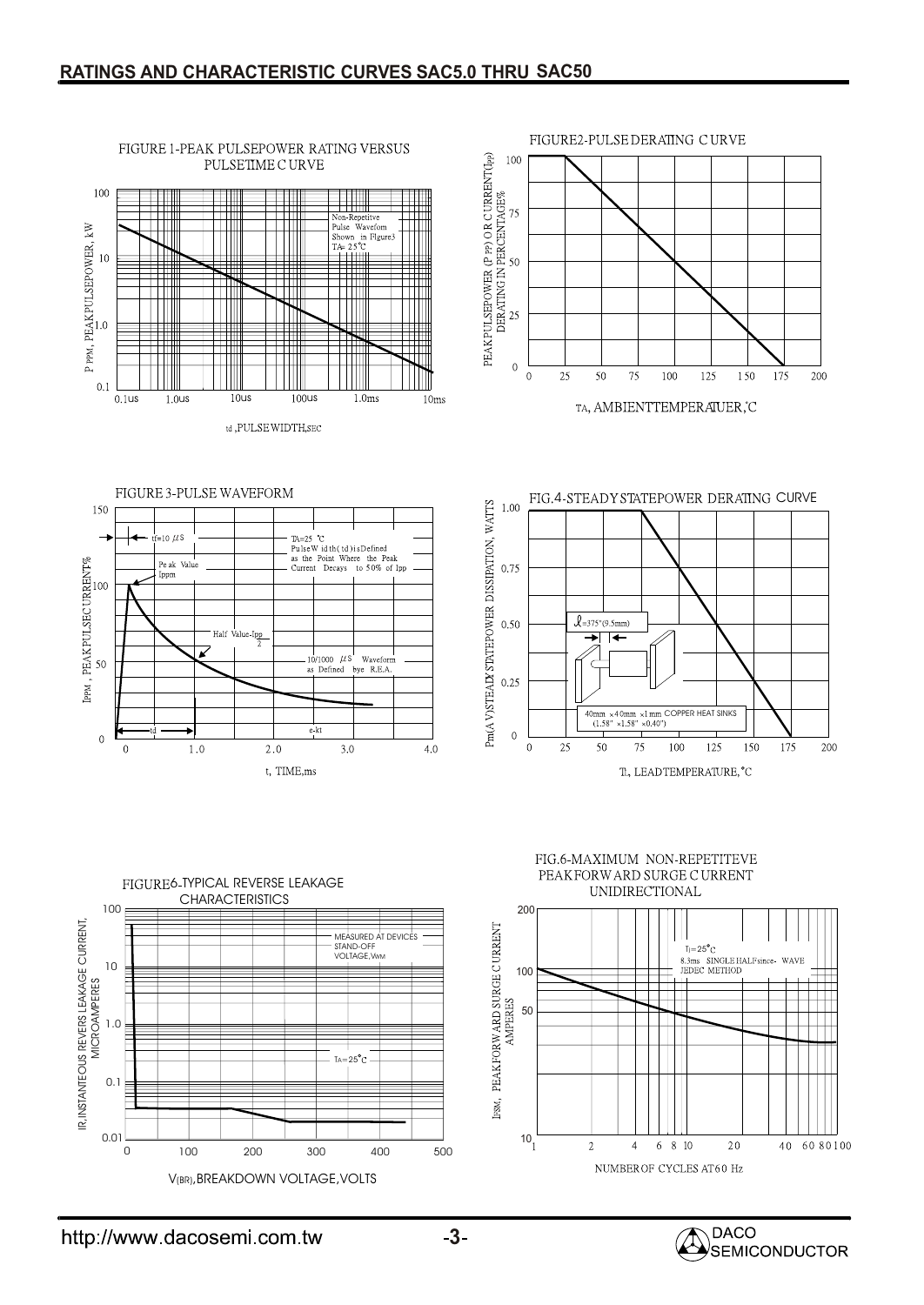## RATINGS AND CHARACTERISTIC CURVES SAC5.0 THRU SAC50

FIGURE 1-PEAK PULSEPOWER RATING VERSUS PULSETIME CURVE

Non-Repetitive Pulse Waveform Shown in Figure3 TA= 25°C

P PPM, PEAK PULSEPOWER, kW

100
10
1.0
0.1

0.1us 1.0us 10us 100us 1.0ms 10ms

td ,PULSE WIDTH,SEC

FIGURE2-PULSE DERATING CURVE

PEAK PULSEPOWER (P PP) OR CURRENT(Ipp) DERATING IN PERCENTAGE%

100
75
50
25
0

0 25 50 75 100 125 150 175 200

TA, AMBIENTTEMPERATUER,°C

FIGURE 3-PULSE WAVEFORM

tf=10 μS

TA=25 °C
Pulse Width(td) is Defined as the Point Where the Peak Current Decays to 50% of Ipp

Peak Value Ippm

Half Value-Ipp/2

10/1000 μS Waveform as Defined bye R.E.A.

td

e-kt

IPPM , PEAK PULSE CURRENT%

150
100
50
0

0 1.0 2.0 3.0 4.0

t, TIME,ms

FIG.4-STEADY STATEPOWER DERATING CURVE

Pm(AV),STEADY STATEPOWER DISSIPATION, WATTS

1.00
0.75
0.50
0.25
0

ℓ=375"(9.5mm)

40mm ×40mm ×1mm COPPER HEAT SINKS (1.58" ×1.58" ×0.40")

0 25 50 75 100 125 150 175 200

TL, LEADTEMPERATURE,°C

FIGURE6-TYPICAL REVERSE LEAKAGE CHARACTERISTICS

MEASURED AT DEVICES STAND-OFF VOLTAGE,VWM

TA=25°C

IR,INSTANTEOUS REVERS LEAKAGE CURRENT, MICROAMPERES

100
10
1.0
0.1
0.01

0 100 200 300 400 500

V(BR),BREAKDOWN VOLTAGE,VOLTS

FIG.6-MAXIMUM NON-REPETITEVE PEAK FORWARD SURGE CURRENT UNIDIRECTIONAL

TJ=25°C
8.3ms SINGLE HALFsince- WAVE JEDEC METHOD

IFSM, PEAK FORWARD SURGE CURRENT AMPERES

200
100
50
10

1 2 4 6 8 10 20 40 60 80 100

NUMBER OF CYCLES AT 60 Hz

http://www.dacosemi.com.tw

DACO SEMICONDUCTOR